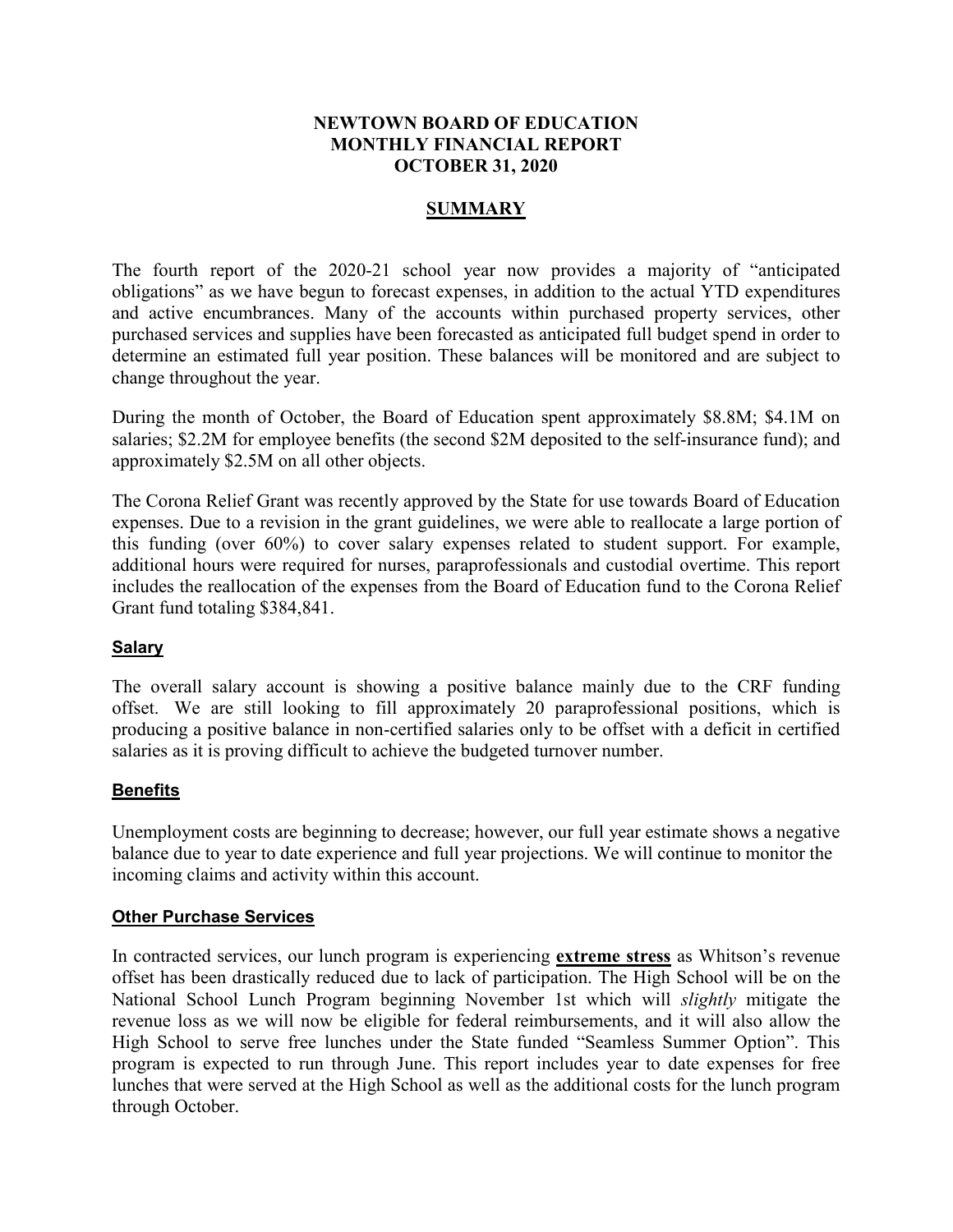# NEWTOWN BOARD OF EDUCATION
# MONTHLY FINANCIAL REPORT
# OCTOBER 31, 2020

## SUMMARY

The fourth report of the 2020-21 school year now provides a majority of "anticipated obligations" as we have begun to forecast expenses, in addition to the actual YTD expenditures and active encumbrances. Many of the accounts within purchased property services, other purchased services and supplies have been forecasted as anticipated full budget spend in order to determine an estimated full year position. These balances will be monitored and are subject to change throughout the year.

During the month of October, the Board of Education spent approximately $8.8M; $4.1M on salaries; $2.2M for employee benefits (the second $2M deposited to the self-insurance fund); and approximately $2.5M on all other objects.

The Corona Relief Grant was recently approved by the State for use towards Board of Education expenses. Due to a revision in the grant guidelines, we were able to reallocate a large portion of this funding (over 60%) to cover salary expenses related to student support. For example, additional hours were required for nurses, paraprofessionals and custodial overtime. This report includes the reallocation of the expenses from the Board of Education fund to the Corona Relief Grant fund totaling $384,841.

### Salary

The overall salary account is showing a positive balance mainly due to the CRF funding offset. We are still looking to fill approximately 20 paraprofessional positions, which is producing a positive balance in non-certified salaries only to be offset with a deficit in certified salaries as it is proving difficult to achieve the budgeted turnover number.

### Benefits

Unemployment costs are beginning to decrease; however, our full year estimate shows a negative balance due to year to date experience and full year projections. We will continue to monitor the incoming claims and activity within this account.

### Other Purchase Services

In contracted services, our lunch program is experiencing **extreme stress** as Whitson's revenue offset has been drastically reduced due to lack of participation. The High School will be on the National School Lunch Program beginning November 1st which will *slightly* mitigate the revenue loss as we will now be eligible for federal reimbursements, and it will also allow the High School to serve free lunches under the State funded "Seamless Summer Option". This program is expected to run through June. This report includes year to date expenses for free lunches that were served at the High School as well as the additional costs for the lunch program through October.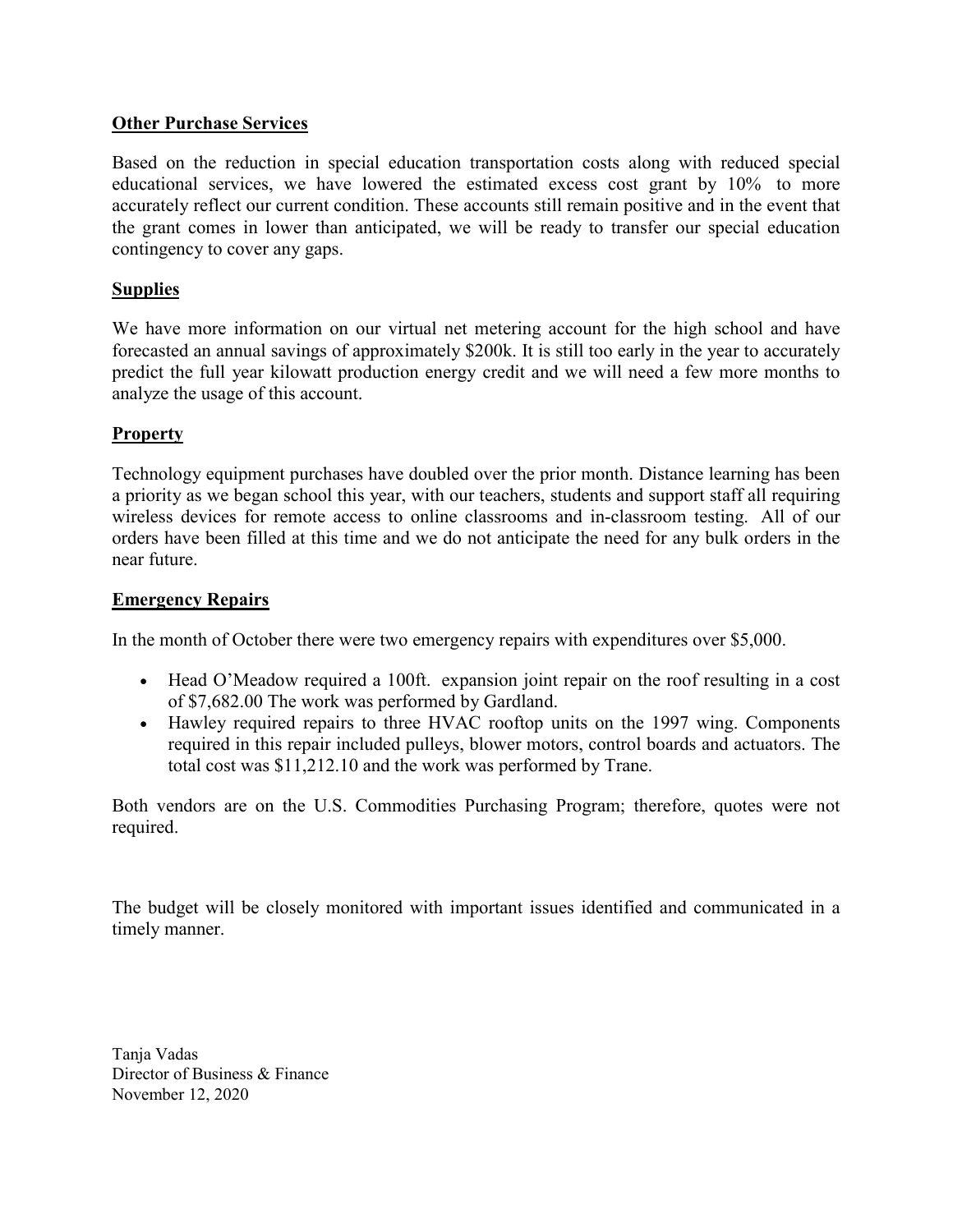## Other Purchase Services

Based on the reduction in special education transportation costs along with reduced special educational services, we have lowered the estimated excess cost grant by 10% to more accurately reflect our current condition. These accounts still remain positive and in the event that the grant comes in lower than anticipated, we will be ready to transfer our special education contingency to cover any gaps.

## Supplies

We have more information on our virtual net metering account for the high school and have forecasted an annual savings of approximately $200k. It is still too early in the year to accurately predict the full year kilowatt production energy credit and we will need a few more months to analyze the usage of this account.

## Property

Technology equipment purchases have doubled over the prior month. Distance learning has been a priority as we began school this year, with our teachers, students and support staff all requiring wireless devices for remote access to online classrooms and in-classroom testing. All of our orders have been filled at this time and we do not anticipate the need for any bulk orders in the near future.

## Emergency Repairs

In the month of October there were two emergency repairs with expenditures over $5,000.

- Head O'Meadow required a 100ft. expansion joint repair on the roof resulting in a cost of $7,682.00 The work was performed by Gardland.
- Hawley required repairs to three HVAC rooftop units on the 1997 wing. Components required in this repair included pulleys, blower motors, control boards and actuators. The total cost was $11,212.10 and the work was performed by Trane.

Both vendors are on the U.S. Commodities Purchasing Program; therefore, quotes were not required.

The budget will be closely monitored with important issues identified and communicated in a timely manner.

Tanja Vadas
Director of Business & Finance
November 12, 2020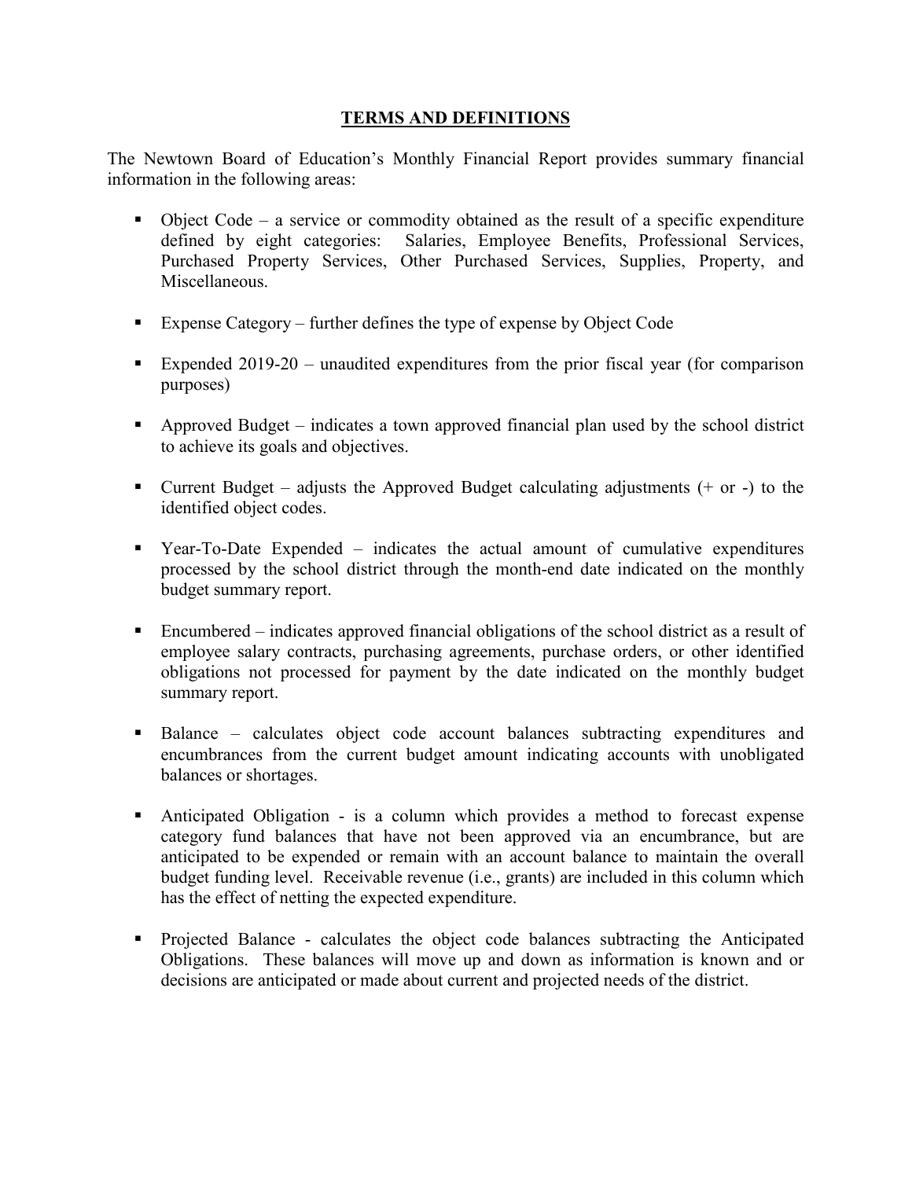## TERMS AND DEFINITIONS

The Newtown Board of Education's Monthly Financial Report provides summary financial information in the following areas:

- Object Code – a service or commodity obtained as the result of a specific expenditure defined by eight categories: Salaries, Employee Benefits, Professional Services, Purchased Property Services, Other Purchased Services, Supplies, Property, and Miscellaneous.
- Expense Category – further defines the type of expense by Object Code
- Expended 2019-20 – unaudited expenditures from the prior fiscal year (for comparison purposes)
- Approved Budget – indicates a town approved financial plan used by the school district to achieve its goals and objectives.
- Current Budget – adjusts the Approved Budget calculating adjustments (+ or -) to the identified object codes.
- Year-To-Date Expended – indicates the actual amount of cumulative expenditures processed by the school district through the month-end date indicated on the monthly budget summary report.
- Encumbered – indicates approved financial obligations of the school district as a result of employee salary contracts, purchasing agreements, purchase orders, or other identified obligations not processed for payment by the date indicated on the monthly budget summary report.
- Balance – calculates object code account balances subtracting expenditures and encumbrances from the current budget amount indicating accounts with unobligated balances or shortages.
- Anticipated Obligation - is a column which provides a method to forecast expense category fund balances that have not been approved via an encumbrance, but are anticipated to be expended or remain with an account balance to maintain the overall budget funding level. Receivable revenue (i.e., grants) are included in this column which has the effect of netting the expected expenditure.
- Projected Balance - calculates the object code balances subtracting the Anticipated Obligations. These balances will move up and down as information is known and or decisions are anticipated or made about current and projected needs of the district.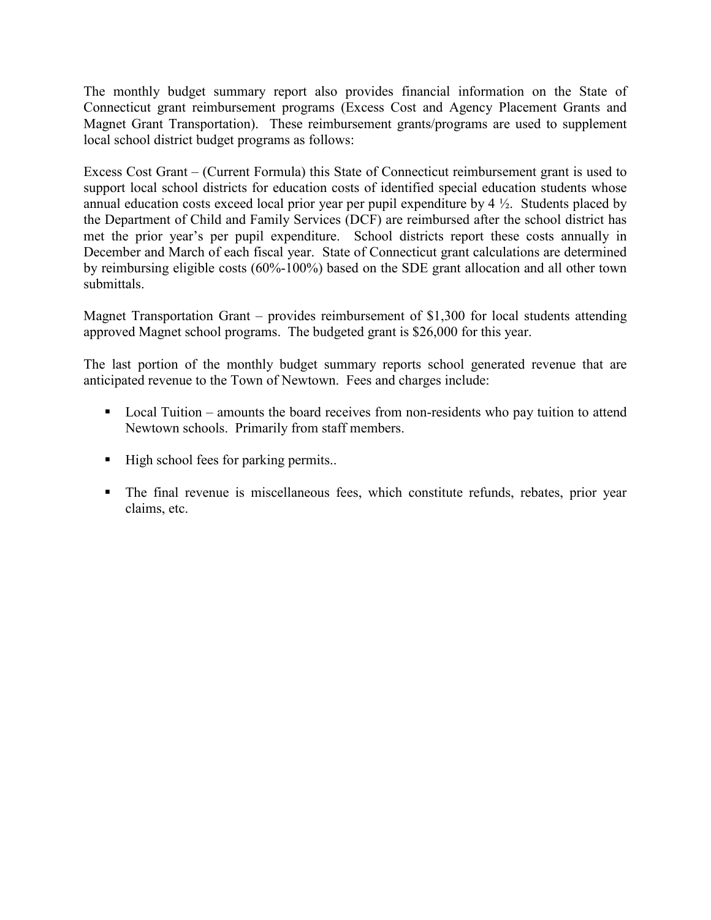The monthly budget summary report also provides financial information on the State of Connecticut grant reimbursement programs (Excess Cost and Agency Placement Grants and Magnet Grant Transportation). These reimbursement grants/programs are used to supplement local school district budget programs as follows:

Excess Cost Grant – (Current Formula) this State of Connecticut reimbursement grant is used to support local school districts for education costs of identified special education students whose annual education costs exceed local prior year per pupil expenditure by 4 ½. Students placed by the Department of Child and Family Services (DCF) are reimbursed after the school district has met the prior year's per pupil expenditure. School districts report these costs annually in December and March of each fiscal year. State of Connecticut grant calculations are determined by reimbursing eligible costs (60%-100%) based on the SDE grant allocation and all other town submittals.

Magnet Transportation Grant – provides reimbursement of $1,300 for local students attending approved Magnet school programs. The budgeted grant is $26,000 for this year.

The last portion of the monthly budget summary reports school generated revenue that are anticipated revenue to the Town of Newtown. Fees and charges include:

- Local Tuition – amounts the board receives from non-residents who pay tuition to attend Newtown schools. Primarily from staff members.

- High school fees for parking permits..

- The final revenue is miscellaneous fees, which constitute refunds, rebates, prior year claims, etc.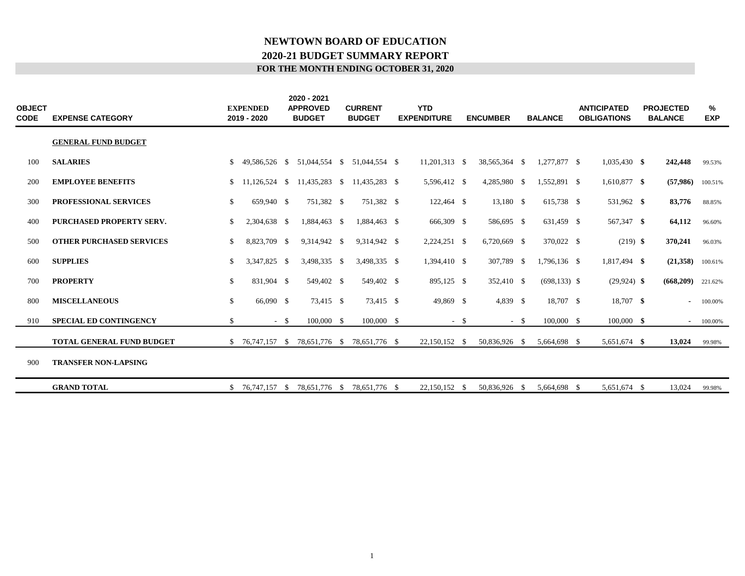# NEWTOWN BOARD OF EDUCATION

## 2020-21 BUDGET SUMMARY REPORT

### FOR THE MONTH ENDING OCTOBER 31, 2020

| OBJECT CODE | EXPENSE CATEGORY | EXPENDED 2019 - 2020 | 2020 - 2021 APPROVED BUDGET | CURRENT BUDGET | YTD EXPENDITURE | ENCUMBER | BALANCE | ANTICIPATED OBLIGATIONS | PROJECTED BALANCE | % EXP |
|---|---|---|---|---|---|---|---|---|---|---|
| | **GENERAL FUND BUDGET** | | | | | | | | | |
| 100 | **SALARIES** | $ 49,586,526 | $ 51,044,554 | $ 51,044,554 | $ 11,201,313 | $ 38,565,364 | $ 1,277,877 | $ 1,035,430 | **$ 242,448** | 99.53% |
| 200 | **EMPLOYEE BENEFITS** | $ 11,126,524 | $ 11,435,283 | $ 11,435,283 | $ 5,596,412 | $ 4,285,980 | $ 1,552,891 | $ 1,610,877 | **$ (57,986)** | 100.51% |
| 300 | **PROFESSIONAL SERVICES** | $ 659,940 | $ 751,382 | $ 751,382 | $ 122,464 | $ 13,180 | $ 615,738 | $ 531,962 | **$ 83,776** | 88.85% |
| 400 | **PURCHASED PROPERTY SERV.** | $ 2,304,638 | $ 1,884,463 | $ 1,884,463 | $ 666,309 | $ 586,695 | $ 631,459 | $ 567,347 | **$ 64,112** | 96.60% |
| 500 | **OTHER PURCHASED SERVICES** | $ 8,823,709 | $ 9,314,942 | $ 9,314,942 | $ 2,224,251 | $ 6,720,669 | $ 370,022 | $ (219) | **$ 370,241** | 96.03% |
| 600 | **SUPPLIES** | $ 3,347,825 | $ 3,498,335 | $ 3,498,335 | $ 1,394,410 | $ 307,789 | $ 1,796,136 | $ 1,817,494 | **$ (21,358)** | 100.61% |
| 700 | **PROPERTY** | $ 831,904 | $ 549,402 | $ 549,402 | $ 895,125 | $ 352,410 | $ (698,133) | $ (29,924) | **$ (668,209)** | 221.62% |
| 800 | **MISCELLANEOUS** | $ 66,090 | $ 73,415 | $ 73,415 | $ 49,869 | $ 4,839 | $ 18,707 | $ 18,707 | **$ -** | 100.00% |
| 910 | **SPECIAL ED CONTINGENCY** | $ - | $ 100,000 | $ 100,000 | $ - | $ - | $ 100,000 | $ 100,000 | **$ -** | 100.00% |
| | **TOTAL GENERAL FUND BUDGET** | $ 76,747,157 | $ 78,651,776 | $ 78,651,776 | $ 22,150,152 | $ 50,836,926 | $ 5,664,698 | $ 5,651,674 | **$ 13,024** | 99.98% |
| 900 | **TRANSFER NON-LAPSING** | | | | | | | | | |
| | **GRAND TOTAL** | $ 76,747,157 | $ 78,651,776 | $ 78,651,776 | $ 22,150,152 | $ 50,836,926 | $ 5,664,698 | $ 5,651,674 | $ 13,024 | 99.98% |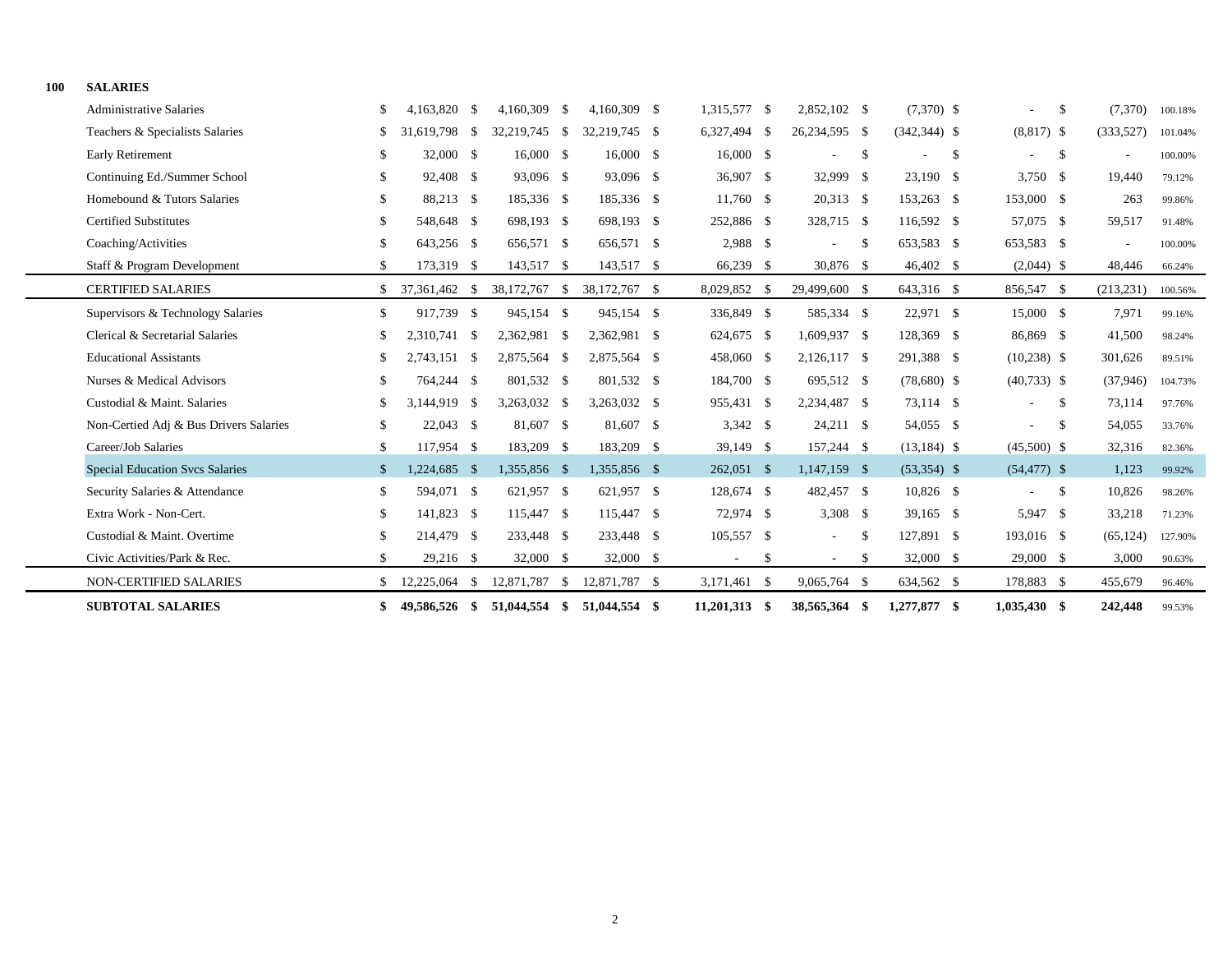**100 SALARIES**

| | | | | | | | | | |
|---|---|---|---|---|---|---|---|---|---|
| Administrative Salaries | $ 4,163,820 | $ 4,160,309 | $ 4,160,309 | $ 1,315,577 | $ 2,852,102 | $ (7,370) | $ - | $ (7,370) | 100.18% |
| Teachers & Specialists Salaries | $ 31,619,798 | $ 32,219,745 | $ 32,219,745 | $ 6,327,494 | $ 26,234,595 | $ (342,344) | $ (8,817) | $ (333,527) | 101.04% |
| Early Retirement | $ 32,000 | $ 16,000 | $ 16,000 | $ 16,000 | $ - | $ - | $ - | $ - | 100.00% |
| Continuing Ed./Summer School | $ 92,408 | $ 93,096 | $ 93,096 | $ 36,907 | $ 32,999 | $ 23,190 | $ 3,750 | $ 19,440 | 79.12% |
| Homebound & Tutors Salaries | $ 88,213 | $ 185,336 | $ 185,336 | $ 11,760 | $ 20,313 | $ 153,263 | $ 153,000 | $ 263 | 99.86% |
| Certified Substitutes | $ 548,648 | $ 698,193 | $ 698,193 | $ 252,886 | $ 328,715 | $ 116,592 | $ 57,075 | $ 59,517 | 91.48% |
| Coaching/Activities | $ 643,256 | $ 656,571 | $ 656,571 | $ 2,988 | $ - | $ 653,583 | $ 653,583 | $ - | 100.00% |
| Staff & Program Development | $ 173,319 | $ 143,517 | $ 143,517 | $ 66,239 | $ 30,876 | $ 46,402 | $ (2,044) | $ 48,446 | 66.24% |
| CERTIFIED SALARIES | $ 37,361,462 | $ 38,172,767 | $ 38,172,767 | $ 8,029,852 | $ 29,499,600 | $ 643,316 | $ 856,547 | $ (213,231) | 100.56% |
| Supervisors & Technology Salaries | $ 917,739 | $ 945,154 | $ 945,154 | $ 336,849 | $ 585,334 | $ 22,971 | $ 15,000 | $ 7,971 | 99.16% |
| Clerical & Secretarial Salaries | $ 2,310,741 | $ 2,362,981 | $ 2,362,981 | $ 624,675 | $ 1,609,937 | $ 128,369 | $ 86,869 | $ 41,500 | 98.24% |
| Educational Assistants | $ 2,743,151 | $ 2,875,564 | $ 2,875,564 | $ 458,060 | $ 2,126,117 | $ 291,388 | $ (10,238) | $ 301,626 | 89.51% |
| Nurses & Medical Advisors | $ 764,244 | $ 801,532 | $ 801,532 | $ 184,700 | $ 695,512 | $ (78,680) | $ (40,733) | $ (37,946) | 104.73% |
| Custodial & Maint. Salaries | $ 3,144,919 | $ 3,263,032 | $ 3,263,032 | $ 955,431 | $ 2,234,487 | $ 73,114 | $ - | $ 73,114 | 97.76% |
| Non-Certied Adj & Bus Drivers Salaries | $ 22,043 | $ 81,607 | $ 81,607 | $ 3,342 | $ 24,211 | $ 54,055 | $ - | $ 54,055 | 33.76% |
| Career/Job Salaries | $ 117,954 | $ 183,209 | $ 183,209 | $ 39,149 | $ 157,244 | $ (13,184) | $ (45,500) | $ 32,316 | 82.36% |
| Special Education Svcs Salaries | $ 1,224,685 | $ 1,355,856 | $ 1,355,856 | $ 262,051 | $ 1,147,159 | $ (53,354) | $ (54,477) | $ 1,123 | 99.92% |
| Security Salaries & Attendance | $ 594,071 | $ 621,957 | $ 621,957 | $ 128,674 | $ 482,457 | $ 10,826 | $ - | $ 10,826 | 98.26% |
| Extra Work - Non-Cert. | $ 141,823 | $ 115,447 | $ 115,447 | $ 72,974 | $ 3,308 | $ 39,165 | $ 5,947 | $ 33,218 | 71.23% |
| Custodial & Maint. Overtime | $ 214,479 | $ 233,448 | $ 233,448 | $ 105,557 | $ - | $ 127,891 | $ 193,016 | $ (65,124) | 127.90% |
| Civic Activities/Park & Rec. | $ 29,216 | $ 32,000 | $ 32,000 | $ - | $ - | $ 32,000 | $ 29,000 | $ 3,000 | 90.63% |
| NON-CERTIFIED SALARIES | $ 12,225,064 | $ 12,871,787 | $ 12,871,787 | $ 3,171,461 | $ 9,065,764 | $ 634,562 | $ 178,883 | $ 455,679 | 96.46% |
| **SUBTOTAL SALARIES** | **$ 49,586,526** | **$ 51,044,554** | **$ 51,044,554** | **$ 11,201,313** | **$ 38,565,364** | **$ 1,277,877** | **$ 1,035,430** | **$ 242,448** | 99.53% |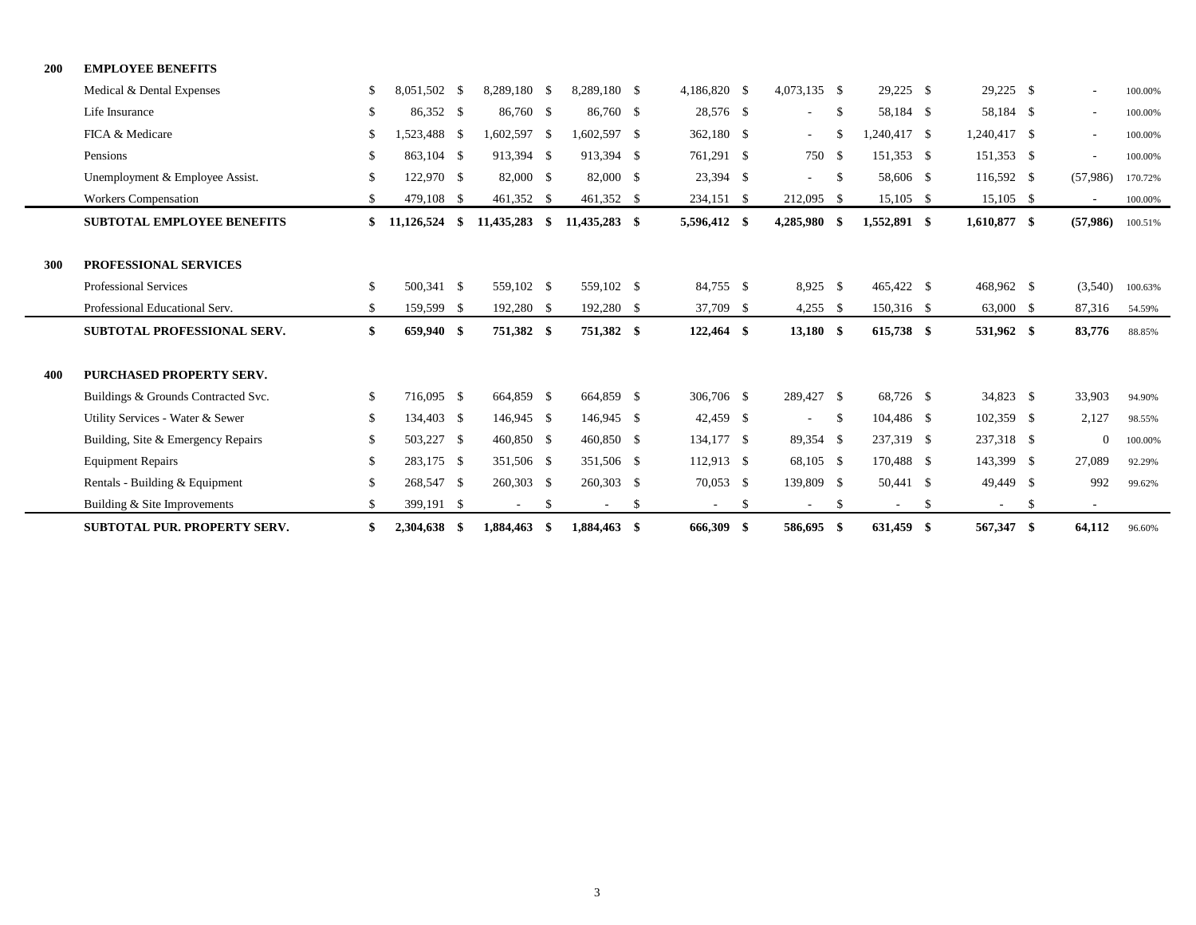| | | | | | | | | | | |
|---|---|---|---|---|---|---|---|---|---|---|
| **200** | **EMPLOYEE BENEFITS** | | | | | | | | | |
| | Medical & Dental Expenses | $ 8,051,502 | $ 8,289,180 | $ 8,289,180 | $ 4,186,820 | $ 4,073,135 | $ 29,225 | $ 29,225 | $ - | 100.00% |
| | Life Insurance | $ 86,352 | $ 86,760 | $ 86,760 | $ 28,576 | $ - | $ 58,184 | $ 58,184 | $ - | 100.00% |
| | FICA & Medicare | $ 1,523,488 | $ 1,602,597 | $ 1,602,597 | $ 362,180 | $ - | $ 1,240,417 | $ 1,240,417 | $ - | 100.00% |
| | Pensions | $ 863,104 | $ 913,394 | $ 913,394 | $ 761,291 | $ 750 | $ 151,353 | $ 151,353 | $ - | 100.00% |
| | Unemployment & Employee Assist. | $ 122,970 | $ 82,000 | $ 82,000 | $ 23,394 | $ - | $ 58,606 | $ 116,592 | $ (57,986) | 170.72% |
| | Workers Compensation | $ 479,108 | $ 461,352 | $ 461,352 | $ 234,151 | $ 212,095 | $ 15,105 | $ 15,105 | $ - | 100.00% |
| | **SUBTOTAL EMPLOYEE BENEFITS** | **$ 11,126,524** | **$ 11,435,283** | **$ 11,435,283** | **$ 5,596,412** | **$ 4,285,980** | **$ 1,552,891** | **$ 1,610,877** | **$ (57,986)** | 100.51% |
| **300** | **PROFESSIONAL SERVICES** | | | | | | | | | |
| | Professional Services | $ 500,341 | $ 559,102 | $ 559,102 | $ 84,755 | $ 8,925 | $ 465,422 | $ 468,962 | $ (3,540) | 100.63% |
| | Professional Educational Serv. | $ 159,599 | $ 192,280 | $ 192,280 | $ 37,709 | $ 4,255 | $ 150,316 | $ 63,000 | $ 87,316 | 54.59% |
| | **SUBTOTAL PROFESSIONAL SERV.** | **$ 659,940** | **$ 751,382** | **$ 751,382** | **$ 122,464** | **$ 13,180** | **$ 615,738** | **$ 531,962** | **$ 83,776** | 88.85% |
| **400** | **PURCHASED PROPERTY SERV.** | | | | | | | | | |
| | Buildings & Grounds Contracted Svc. | $ 716,095 | $ 664,859 | $ 664,859 | $ 306,706 | $ 289,427 | $ 68,726 | $ 34,823 | $ 33,903 | 94.90% |
| | Utility Services - Water & Sewer | $ 134,403 | $ 146,945 | $ 146,945 | $ 42,459 | $ - | $ 104,486 | $ 102,359 | $ 2,127 | 98.55% |
| | Building, Site & Emergency Repairs | $ 503,227 | $ 460,850 | $ 460,850 | $ 134,177 | $ 89,354 | $ 237,319 | $ 237,318 | $ 0 | 100.00% |
| | Equipment Repairs | $ 283,175 | $ 351,506 | $ 351,506 | $ 112,913 | $ 68,105 | $ 170,488 | $ 143,399 | $ 27,089 | 92.29% |
| | Rentals - Building & Equipment | $ 268,547 | $ 260,303 | $ 260,303 | $ 70,053 | $ 139,809 | $ 50,441 | $ 49,449 | $ 992 | 99.62% |
| | Building & Site Improvements | $ 399,191 | $ - | $ - | $ - | $ - | $ - | $ - | $ - | |
| | **SUBTOTAL PUR. PROPERTY SERV.** | **$ 2,304,638** | **$ 1,884,463** | **$ 1,884,463** | **$ 666,309** | **$ 586,695** | **$ 631,459** | **$ 567,347** | **$ 64,112** | 96.60% |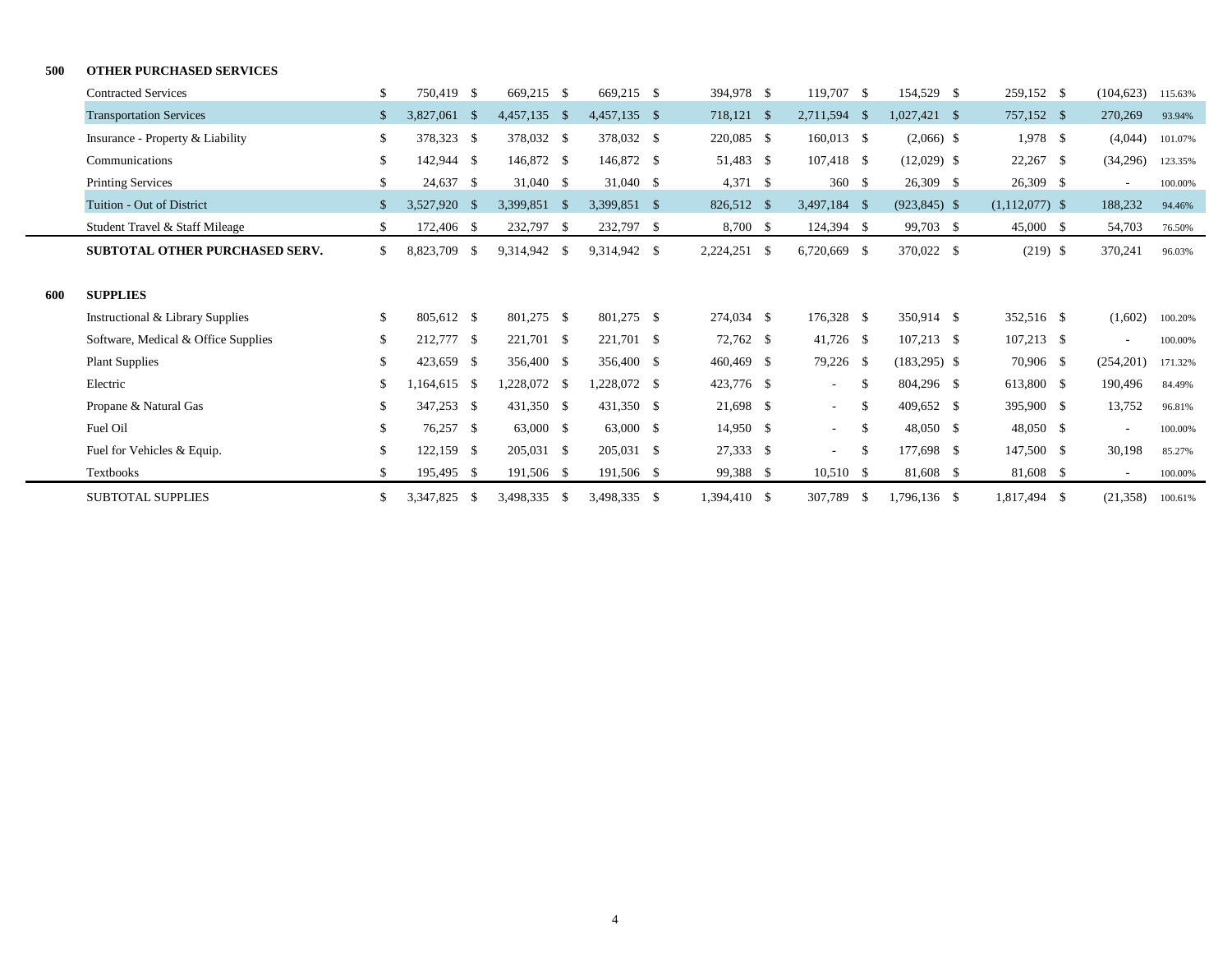| | | | | | | | | | | |
|---|---|---|---|---|---|---|---|---|---|---|
| **500** | **OTHER PURCHASED SERVICES** | | | | | | | | | |
| | Contracted Services | $ 750,419 | $ 669,215 | $ 669,215 | $ 394,978 | $ 119,707 | $ 154,529 | $ 259,152 | $ (104,623) | 115.63% |
| | Transportation Services | $ 3,827,061 | $ 4,457,135 | $ 4,457,135 | $ 718,121 | $ 2,711,594 | $ 1,027,421 | $ 757,152 | $ 270,269 | 93.94% |
| | Insurance - Property & Liability | $ 378,323 | $ 378,032 | $ 378,032 | $ 220,085 | $ 160,013 | $ (2,066) | $ 1,978 | $ (4,044) | 101.07% |
| | Communications | $ 142,944 | $ 146,872 | $ 146,872 | $ 51,483 | $ 107,418 | $ (12,029) | $ 22,267 | $ (34,296) | 123.35% |
| | Printing Services | $ 24,637 | $ 31,040 | $ 31,040 | $ 4,371 | $ 360 | $ 26,309 | $ 26,309 | $ - | 100.00% |
| | Tuition - Out of District | $ 3,527,920 | $ 3,399,851 | $ 3,399,851 | $ 826,512 | $ 3,497,184 | $ (923,845) | $ (1,112,077) | $ 188,232 | 94.46% |
| | Student Travel & Staff Mileage | $ 172,406 | $ 232,797 | $ 232,797 | $ 8,700 | $ 124,394 | $ 99,703 | $ 45,000 | $ 54,703 | 76.50% |
| | **SUBTOTAL OTHER PURCHASED SERV.** | $ 8,823,709 | $ 9,314,942 | $ 9,314,942 | $ 2,224,251 | $ 6,720,669 | $ 370,022 | $ (219) | $ 370,241 | 96.03% |
| **600** | **SUPPLIES** | | | | | | | | | |
| | Instructional & Library Supplies | $ 805,612 | $ 801,275 | $ 801,275 | $ 274,034 | $ 176,328 | $ 350,914 | $ 352,516 | $ (1,602) | 100.20% |
| | Software, Medical & Office Supplies | $ 212,777 | $ 221,701 | $ 221,701 | $ 72,762 | $ 41,726 | $ 107,213 | $ 107,213 | $ - | 100.00% |
| | Plant Supplies | $ 423,659 | $ 356,400 | $ 356,400 | $ 460,469 | $ 79,226 | $ (183,295) | $ 70,906 | $ (254,201) | 171.32% |
| | Electric | $ 1,164,615 | $ 1,228,072 | $ 1,228,072 | $ 423,776 | $ - | $ 804,296 | $ 613,800 | $ 190,496 | 84.49% |
| | Propane & Natural Gas | $ 347,253 | $ 431,350 | $ 431,350 | $ 21,698 | $ - | $ 409,652 | $ 395,900 | $ 13,752 | 96.81% |
| | Fuel Oil | $ 76,257 | $ 63,000 | $ 63,000 | $ 14,950 | $ - | $ 48,050 | $ 48,050 | $ - | 100.00% |
| | Fuel for Vehicles & Equip. | $ 122,159 | $ 205,031 | $ 205,031 | $ 27,333 | $ - | $ 177,698 | $ 147,500 | $ 30,198 | 85.27% |
| | Textbooks | $ 195,495 | $ 191,506 | $ 191,506 | $ 99,388 | $ 10,510 | $ 81,608 | $ 81,608 | $ - | 100.00% |
| | SUBTOTAL SUPPLIES | $ 3,347,825 | $ 3,498,335 | $ 3,498,335 | $ 1,394,410 | $ 307,789 | $ 1,796,136 | $ 1,817,494 | $ (21,358) | 100.61% |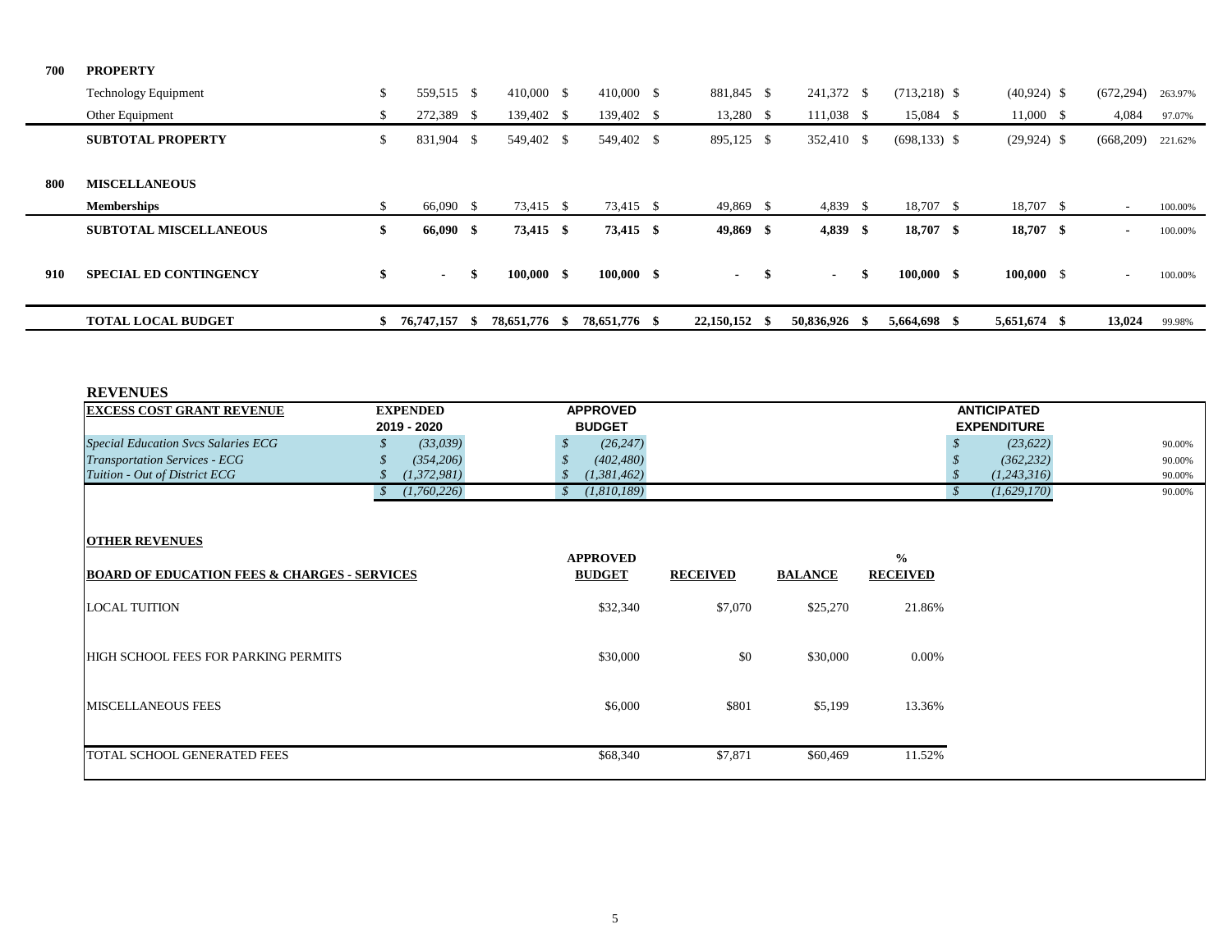| | | | | | | | | | | |
|---|---|---|---|---|---|---|---|---|---|---|
| **700** | **PROPERTY** | | | | | | | | | |
| | Technology Equipment | $ 559,515 | $ 410,000 | $ 410,000 | $ 881,845 | $ 241,372 | $ (713,218) | $ (40,924) | $ (672,294) | 263.97% |
| | Other Equipment | $ 272,389 | $ 139,402 | $ 139,402 | $ 13,280 | $ 111,038 | $ 15,084 | $ 11,000 | $ 4,084 | 97.07% |
| | **SUBTOTAL PROPERTY** | $ 831,904 | $ 549,402 | $ 549,402 | $ 895,125 | $ 352,410 | $ (698,133) | $ (29,924) | $ (668,209) | 221.62% |
| **800** | **MISCELLANEOUS** | | | | | | | | | |
| | **Memberships** | $ 66,090 | $ 73,415 | $ 73,415 | $ 49,869 | $ 4,839 | $ 18,707 | $ 18,707 | $ - | 100.00% |
| | **SUBTOTAL MISCELLANEOUS** | **$ 66,090** | **$ 73,415** | **$ 73,415** | **$ 49,869** | **$ 4,839** | **$ 18,707** | **$ 18,707** | **$ -** | 100.00% |
| **910** | **SPECIAL ED CONTINGENCY** | **$ -** | **$ 100,000** | **$ 100,000** | **$ -** | **$ -** | **$ 100,000** | **$ 100,000** | $ - | 100.00% |
| | **TOTAL LOCAL BUDGET** | **$ 76,747,157** | **$ 78,651,776** | **$ 78,651,776** | **$ 22,150,152** | **$ 50,836,926** | **$ 5,664,698** | **$ 5,651,674** | **$ 13,024** | 99.98% |

## REVENUES

| EXCESS COST GRANT REVENUE | EXPENDED 2019 - 2020 | APPROVED BUDGET | ANTICIPATED EXPENDITURE | |
|---|---|---|---|---|
| *Special Education Svcs Salaries ECG* | *$ (33,039)* | *$ (26,247)* | *$ (23,622)* | 90.00% |
| *Transportation Services - ECG* | *$ (354,206)* | *$ (402,480)* | *$ (362,232)* | 90.00% |
| *Tuition - Out of District ECG* | *$ (1,372,981)* | *$ (1,381,462)* | *$ (1,243,316)* | 90.00% |
| | *$ (1,760,226)* | *$ (1,810,189)* | *$ (1,629,170)* | 90.00% |

**OTHER REVENUES**

| BOARD OF EDUCATION FEES & CHARGES - SERVICES | APPROVED BUDGET | RECEIVED | BALANCE | % RECEIVED |
|---|---|---|---|---|
| LOCAL TUITION | $32,340 | $7,070 | $25,270 | 21.86% |
| HIGH SCHOOL FEES FOR PARKING PERMITS | $30,000 | $0 | $30,000 | 0.00% |
| MISCELLANEOUS FEES | $6,000 | $801 | $5,199 | 13.36% |
| TOTAL SCHOOL GENERATED FEES | $68,340 | $7,871 | $60,469 | 11.52% |